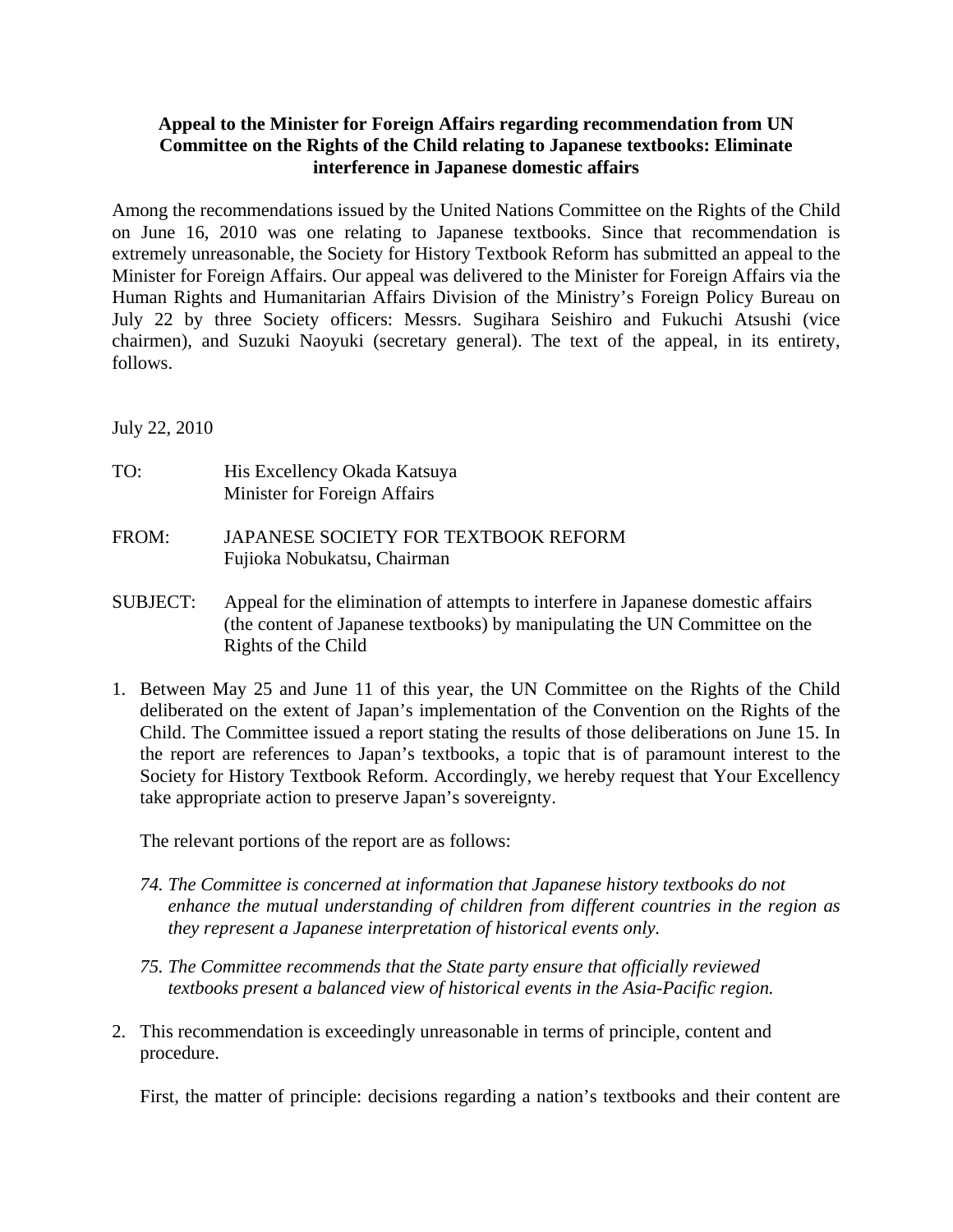**Appeal to the Minister for Foreign Affairs regarding recommendation from UN Committee on the Rights of the Child relating to Japanese textbooks: Eliminate interference in Japanese domestic affairs**

Among the recommendations issued by the United Nations Committee on the Rights of the Child on June 16, 2010 was one relating to Japanese textbooks. Since that recommendation is extremely unreasonable, the Society for History Textbook Reform has submitted an appeal to the Minister for Foreign Affairs. Our appeal was delivered to the Minister for Foreign Affairs via the Human Rights and Humanitarian Affairs Division of the Ministry's Foreign Policy Bureau on July 22 by three Society officers: Messrs. Sugihara Seishiro and Fukuchi Atsushi (vice chairmen), and Suzuki Naoyuki (secretary general). The text of the appeal, in its entirety, follows.

July 22, 2010

TO: His Excellency Okada Katsuya
Minister for Foreign Affairs

FROM: JAPANESE SOCIETY FOR TEXTBOOK REFORM
Fujioka Nobukatsu, Chairman

SUBJECT: Appeal for the elimination of attempts to interfere in Japanese domestic affairs (the content of Japanese textbooks) by manipulating the UN Committee on the Rights of the Child

1. Between May 25 and June 11 of this year, the UN Committee on the Rights of the Child deliberated on the extent of Japan's implementation of the Convention on the Rights of the Child. The Committee issued a report stating the results of those deliberations on June 15. In the report are references to Japan's textbooks, a topic that is of paramount interest to the Society for History Textbook Reform. Accordingly, we hereby request that Your Excellency take appropriate action to preserve Japan's sovereignty.

   The relevant portions of the report are as follows:

   *74. The Committee is concerned at information that Japanese history textbooks do not enhance the mutual understanding of children from different countries in the region as they represent a Japanese interpretation of historical events only.*

   *75. The Committee recommends that the State party ensure that officially reviewed textbooks present a balanced view of historical events in the Asia-Pacific region.*

2. This recommendation is exceedingly unreasonable in terms of principle, content and procedure.

   First, the matter of principle: decisions regarding a nation's textbooks and their content are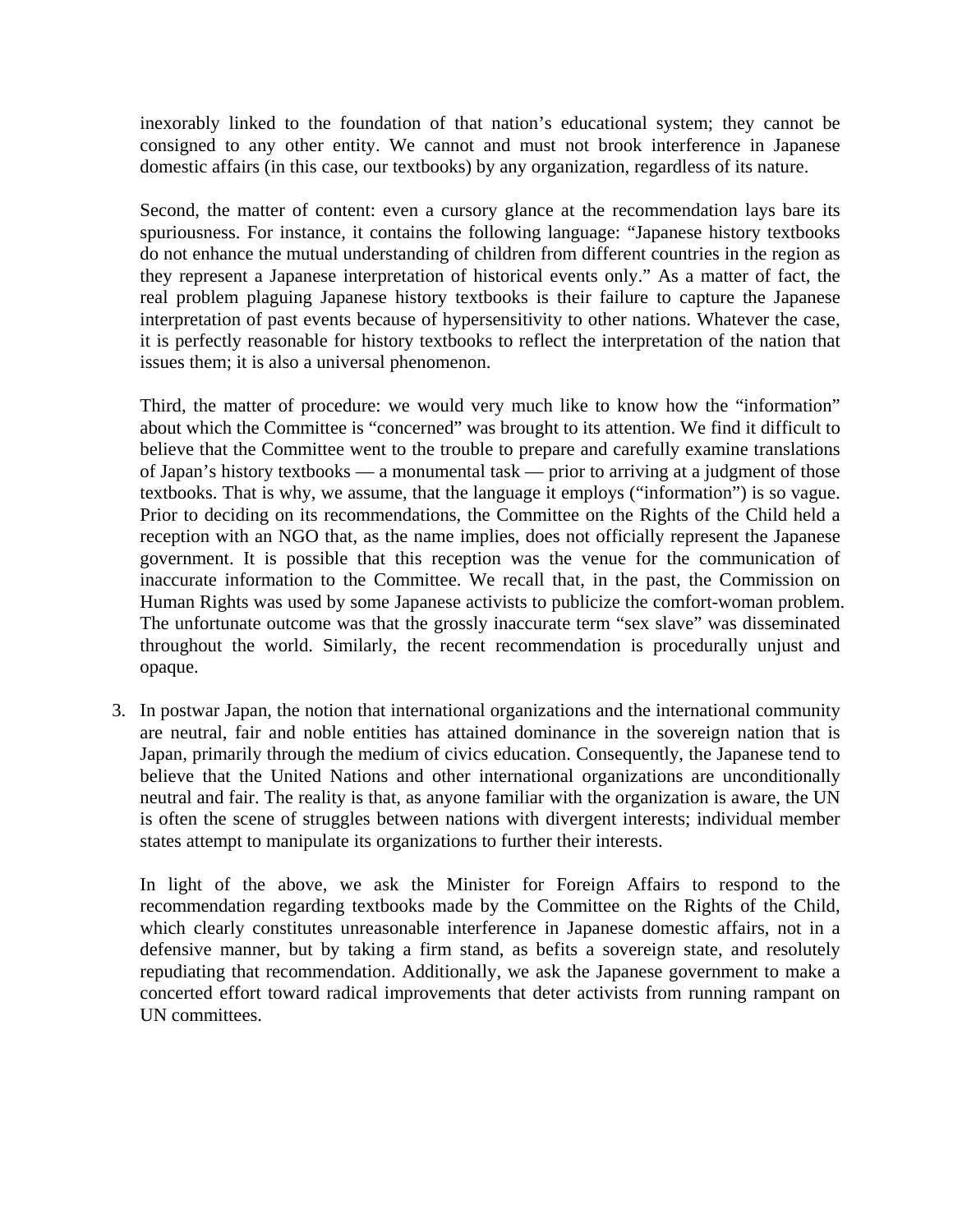inexorably linked to the foundation of that nation's educational system; they cannot be consigned to any other entity. We cannot and must not brook interference in Japanese domestic affairs (in this case, our textbooks) by any organization, regardless of its nature.

Second, the matter of content: even a cursory glance at the recommendation lays bare its spuriousness. For instance, it contains the following language: "Japanese history textbooks do not enhance the mutual understanding of children from different countries in the region as they represent a Japanese interpretation of historical events only." As a matter of fact, the real problem plaguing Japanese history textbooks is their failure to capture the Japanese interpretation of past events because of hypersensitivity to other nations. Whatever the case, it is perfectly reasonable for history textbooks to reflect the interpretation of the nation that issues them; it is also a universal phenomenon.

Third, the matter of procedure: we would very much like to know how the "information" about which the Committee is "concerned" was brought to its attention. We find it difficult to believe that the Committee went to the trouble to prepare and carefully examine translations of Japan's history textbooks — a monumental task — prior to arriving at a judgment of those textbooks. That is why, we assume, that the language it employs ("information") is so vague. Prior to deciding on its recommendations, the Committee on the Rights of the Child held a reception with an NGO that, as the name implies, does not officially represent the Japanese government. It is possible that this reception was the venue for the communication of inaccurate information to the Committee. We recall that, in the past, the Commission on Human Rights was used by some Japanese activists to publicize the comfort-woman problem. The unfortunate outcome was that the grossly inaccurate term "sex slave" was disseminated throughout the world. Similarly, the recent recommendation is procedurally unjust and opaque.

3. In postwar Japan, the notion that international organizations and the international community are neutral, fair and noble entities has attained dominance in the sovereign nation that is Japan, primarily through the medium of civics education. Consequently, the Japanese tend to believe that the United Nations and other international organizations are unconditionally neutral and fair. The reality is that, as anyone familiar with the organization is aware, the UN is often the scene of struggles between nations with divergent interests; individual member states attempt to manipulate its organizations to further their interests.

   In light of the above, we ask the Minister for Foreign Affairs to respond to the recommendation regarding textbooks made by the Committee on the Rights of the Child, which clearly constitutes unreasonable interference in Japanese domestic affairs, not in a defensive manner, but by taking a firm stand, as befits a sovereign state, and resolutely repudiating that recommendation. Additionally, we ask the Japanese government to make a concerted effort toward radical improvements that deter activists from running rampant on UN committees.